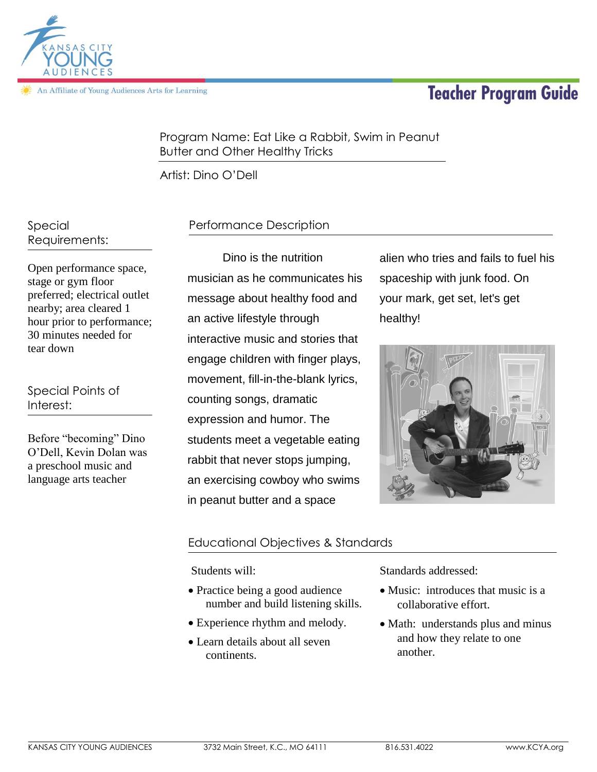KANSAS CITY YOUNG AUDIENCES

An Affiliate of Young Audiences Arts for Learning

# Teacher Program Guide

Program Name: Eat Like a Rabbit, Swim in Peanut Butter and Other Healthy Tricks

Artist: Dino O'Dell

## Special Requirements:

Open performance space, stage or gym floor preferred; electrical outlet nearby; area cleared 1 hour prior to performance; 30 minutes needed for tear down

## Special Points of Interest:

Before "becoming" Dino O'Dell, Kevin Dolan was a preschool music and language arts teacher

## Performance Description

Dino is the nutrition musician as he communicates his message about healthy food and an active lifestyle through interactive music and stories that engage children with finger plays, movement, fill-in-the-blank lyrics, counting songs, dramatic expression and humor. The students meet a vegetable eating rabbit that never stops jumping, an exercising cowboy who swims in peanut butter and a space alien who tries and fails to fuel his spaceship with junk food. On your mark, get set, let's get healthy!

## Educational Objectives & Standards

Students will:

- Practice being a good audience number and build listening skills.
- Experience rhythm and melody.
- Learn details about all seven continents.

Standards addressed:

- Music: introduces that music is a collaborative effort.
- Math: understands plus and minus and how they relate to one another.

KANSAS CITY YOUNG AUDIENCES | 3732 Main Street, K.C., MO 64111 | 816.531.4022 | www.KCYA.org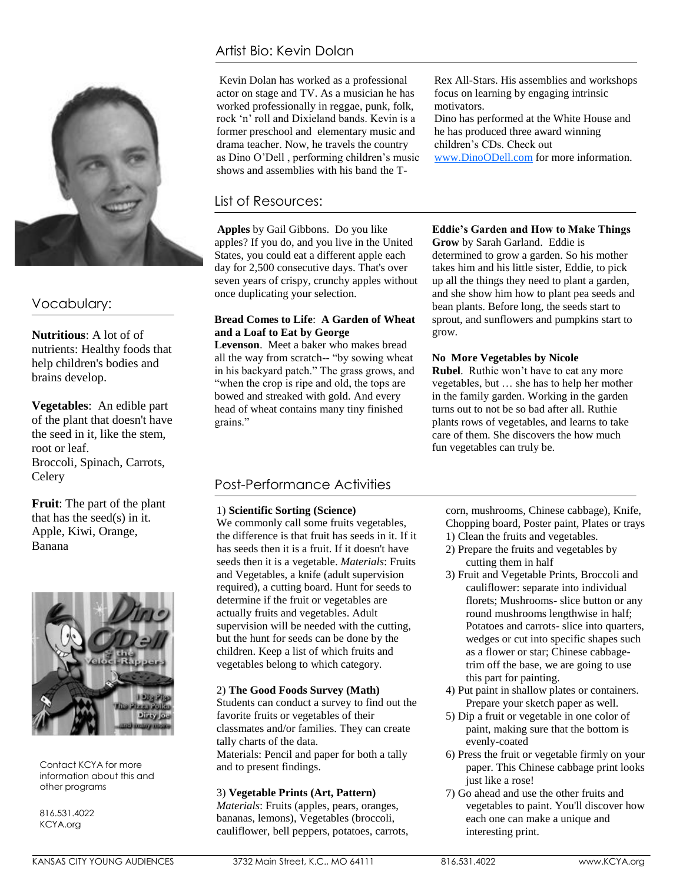## Artist Bio: Kevin Dolan

Kevin Dolan has worked as a professional actor on stage and TV. As a musician he has worked professionally in reggae, punk, folk, rock 'n' roll and Dixieland bands. Kevin is a former preschool and elementary music and drama teacher. Now, he travels the country as Dino O'Dell , performing children's music shows and assemblies with his band the T-Rex All-Stars. His assemblies and workshops focus on learning by engaging intrinsic motivators.

Dino has performed at the White House and he has produced three award winning children's CDs. Check out www.DinoODell.com for more information.

## Vocabulary:

**Nutritious**: A lot of of nutrients: Healthy foods that help children's bodies and brains develop.

**Vegetables**: An edible part of the plant that doesn't have the seed in it, like the stem, root or leaf.
Broccoli, Spinach, Carrots, Celery

**Fruit**: The part of the plant that has the seed(s) in it.
Apple, Kiwi, Orange, Banana

Contact KCYA for more information about this and other programs

816.531.4022
KCYA.org

## List of Resources:

**Apples** by Gail Gibbons. Do you like apples? If you do, and you live in the United States, you could eat a different apple each day for 2,500 consecutive days. That's over seven years of crispy, crunchy apples without once duplicating your selection.

**Bread Comes to Life**: **A Garden of Wheat and a Loaf to Eat by George Levenson**. Meet a baker who makes bread all the way from scratch-- "by sowing wheat in his backyard patch." The grass grows, and "when the crop is ripe and old, the tops are bowed and streaked with gold. And every head of wheat contains many tiny finished grains."

**Eddie's Garden and How to Make Things Grow** by Sarah Garland. Eddie is determined to grow a garden. So his mother takes him and his little sister, Eddie, to pick up all the things they need to plant a garden, and she show him how to plant pea seeds and bean plants. Before long, the seeds start to sprout, and sunflowers and pumpkins start to grow.

**No More Vegetables by Nicole Rubel**. Ruthie won't have to eat any more vegetables, but … she has to help her mother in the family garden. Working in the garden turns out to not be so bad after all. Ruthie plants rows of vegetables, and learns to take care of them. She discovers the how much fun vegetables can truly be.

## Post-Performance Activities

1) **Scientific Sorting (Science)**
We commonly call some fruits vegetables, the difference is that fruit has seeds in it. If it has seeds then it is a fruit. If it doesn't have seeds then it is a vegetable. *Materials*: Fruits and Vegetables, a knife (adult supervision required), a cutting board. Hunt for seeds to determine if the fruit or vegetables are actually fruits and vegetables. Adult supervision will be needed with the cutting, but the hunt for seeds can be done by the children. Keep a list of which fruits and vegetables belong to which category.

2) **The Good Foods Survey (Math)**
Students can conduct a survey to find out the favorite fruits or vegetables of their classmates and/or families. They can create tally charts of the data.
Materials: Pencil and paper for both a tally and to present findings.

3) **Vegetable Prints (Art, Pattern)**
*Materials*: Fruits (apples, pears, oranges, bananas, lemons), Vegetables (broccoli, cauliflower, bell peppers, potatoes, carrots, corn, mushrooms, Chinese cabbage), Knife, Chopping board, Poster paint, Plates or trays

1) Clean the fruits and vegetables.
2) Prepare the fruits and vegetables by cutting them in half
3) Fruit and Vegetable Prints, Broccoli and cauliflower: separate into individual florets; Mushrooms- slice button or any round mushrooms lengthwise in half; Potatoes and carrots- slice into quarters, wedges or cut into specific shapes such as a flower or star; Chinese cabbage- trim off the base, we are going to use this part for painting.
4) Put paint in shallow plates or containers. Prepare your sketch paper as well.
5) Dip a fruit or vegetable in one color of paint, making sure that the bottom is evenly-coated
6) Press the fruit or vegetable firmly on your paper. This Chinese cabbage print looks just like a rose!
7) Go ahead and use the other fruits and vegetables to paint. You'll discover how each one can make a unique and interesting print.